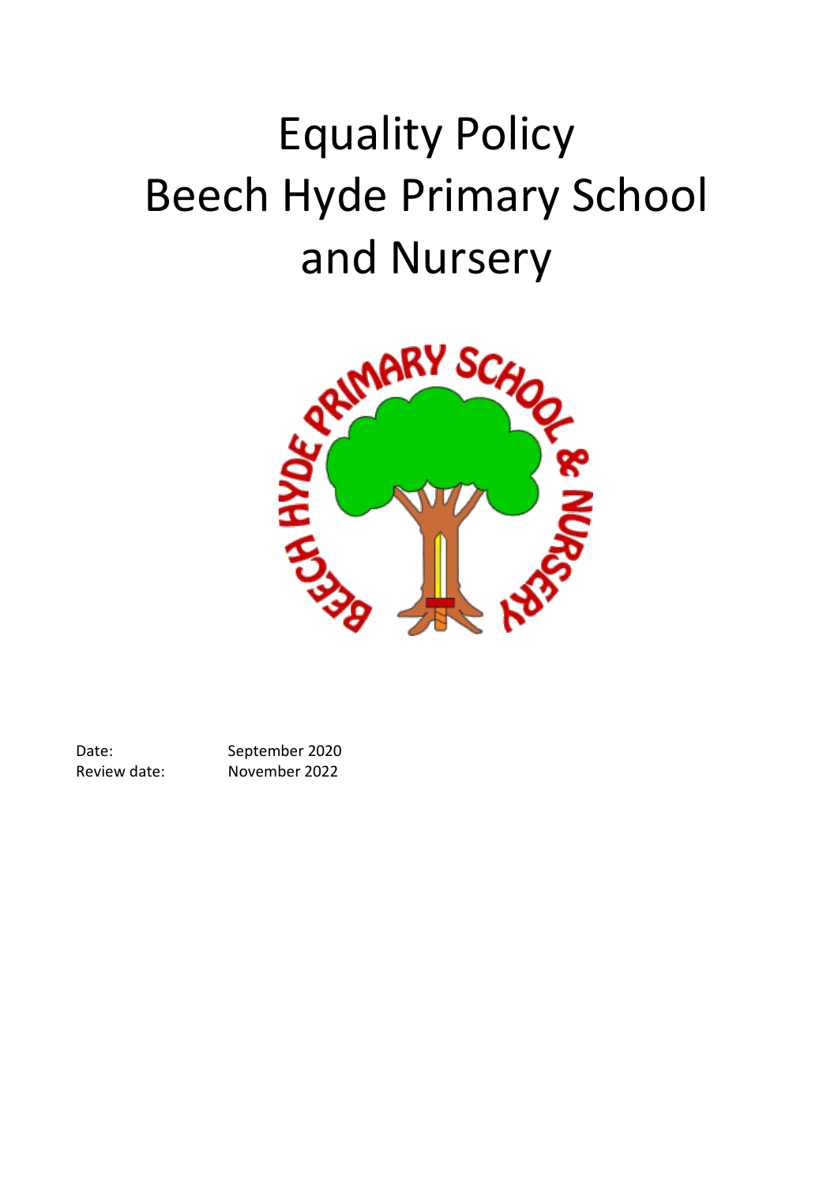# Equality Policy
# Beech Hyde Primary School and Nursery

Date: September 2020
Review date: November 2022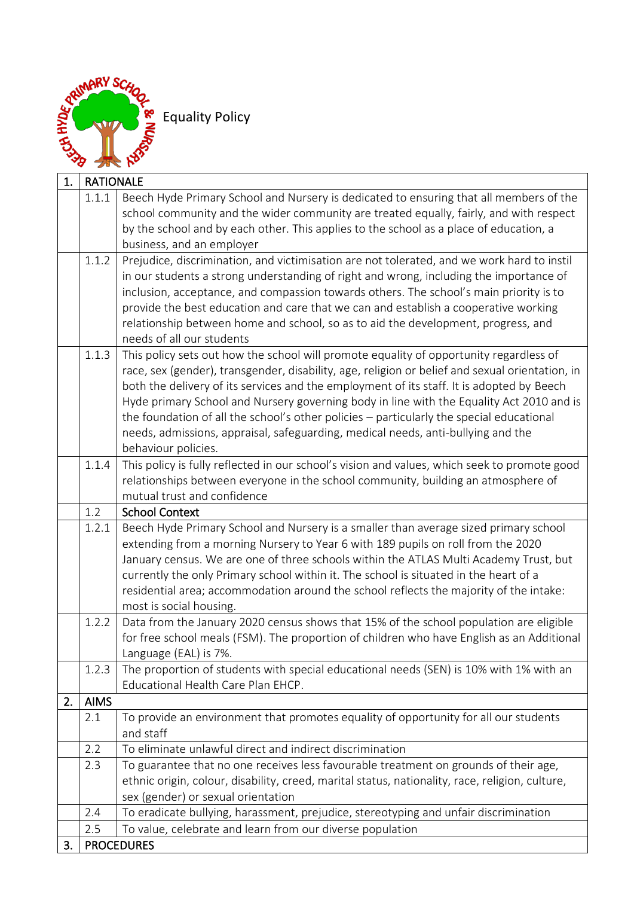# Equality Policy

| 1. | RATIONALE | |
|---|---|---|
| | 1.1.1 | Beech Hyde Primary School and Nursery is dedicated to ensuring that all members of the school community and the wider community are treated equally, fairly, and with respect by the school and by each other. This applies to the school as a place of education, a business, and an employer |
| | 1.1.2 | Prejudice, discrimination, and victimisation are not tolerated, and we work hard to instil in our students a strong understanding of right and wrong, including the importance of inclusion, acceptance, and compassion towards others. The school's main priority is to provide the best education and care that we can and establish a cooperative working relationship between home and school, so as to aid the development, progress, and needs of all our students |
| | 1.1.3 | This policy sets out how the school will promote equality of opportunity regardless of race, sex (gender), transgender, disability, age, religion or belief and sexual orientation, in both the delivery of its services and the employment of its staff. It is adopted by Beech Hyde primary School and Nursery governing body in line with the Equality Act 2010 and is the foundation of all the school's other policies – particularly the special educational needs, admissions, appraisal, safeguarding, medical needs, anti-bullying and the behaviour policies. |
| | 1.1.4 | This policy is fully reflected in our school's vision and values, which seek to promote good relationships between everyone in the school community, building an atmosphere of mutual trust and confidence |
| | 1.2 | School Context |
| | 1.2.1 | Beech Hyde Primary School and Nursery is a smaller than average sized primary school extending from a morning Nursery to Year 6 with 189 pupils on roll from the 2020 January census. We are one of three schools within the ATLAS Multi Academy Trust, but currently the only Primary school within it. The school is situated in the heart of a residential area; accommodation around the school reflects the majority of the intake: most is social housing. |
| | 1.2.2 | Data from the January 2020 census shows that 15% of the school population are eligible for free school meals (FSM). The proportion of children who have English as an Additional Language (EAL) is 7%. |
| | 1.2.3 | The proportion of students with special educational needs (SEN) is 10% with 1% with an Educational Health Care Plan EHCP. |
| 2. | AIMS | |
| | 2.1 | To provide an environment that promotes equality of opportunity for all our students and staff |
| | 2.2 | To eliminate unlawful direct and indirect discrimination |
| | 2.3 | To guarantee that no one receives less favourable treatment on grounds of their age, ethnic origin, colour, disability, creed, marital status, nationality, race, religion, culture, sex (gender) or sexual orientation |
| | 2.4 | To eradicate bullying, harassment, prejudice, stereotyping and unfair discrimination |
| | 2.5 | To value, celebrate and learn from our diverse population |
| 3. | PROCEDURES | |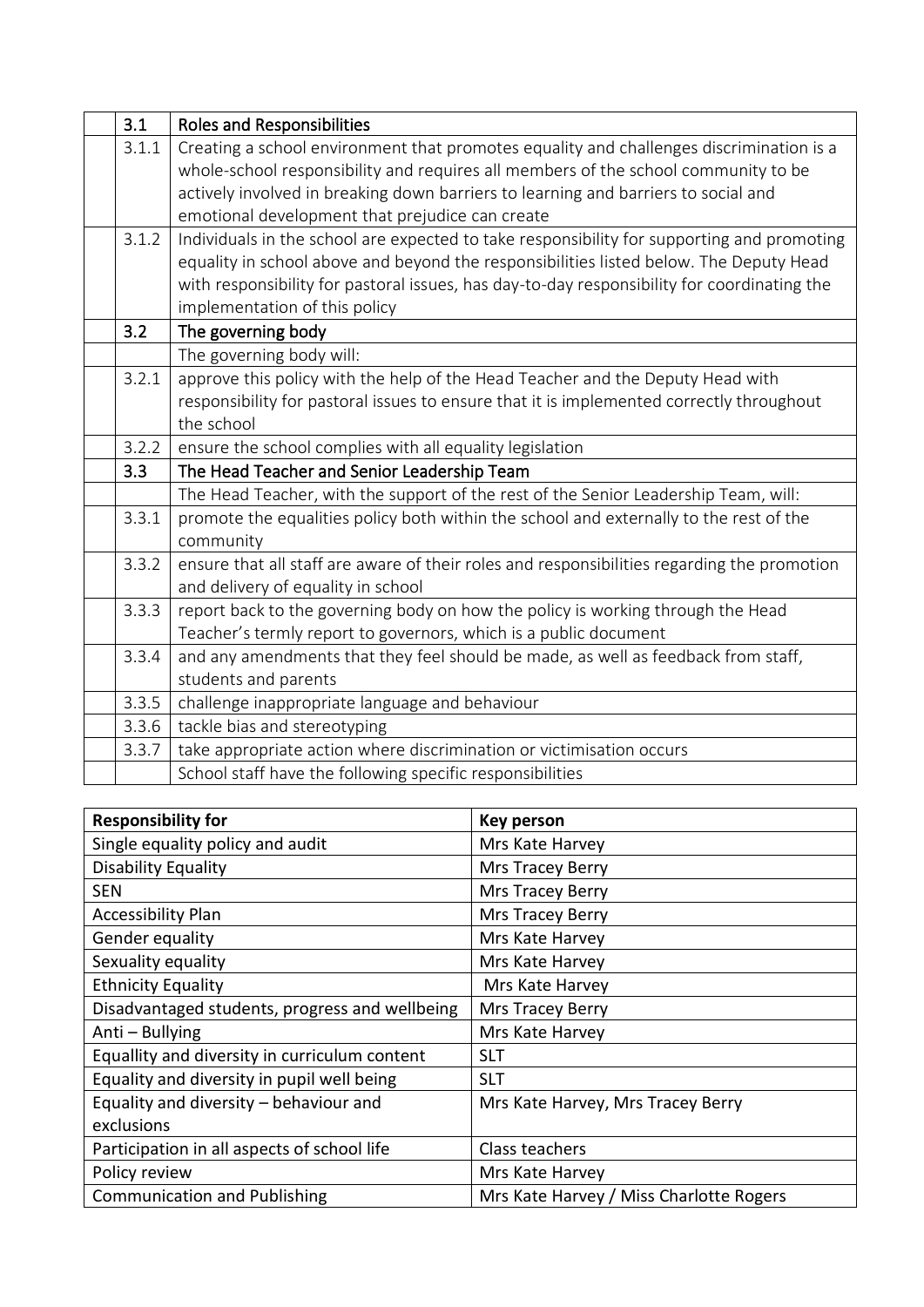| | 3.1 | Roles and Responsibilities |
|---|---|---|
| | 3.1.1 | Creating a school environment that promotes equality and challenges discrimination is a whole-school responsibility and requires all members of the school community to be actively involved in breaking down barriers to learning and barriers to social and emotional development that prejudice can create |
| | 3.1.2 | Individuals in the school are expected to take responsibility for supporting and promoting equality in school above and beyond the responsibilities listed below. The Deputy Head with responsibility for pastoral issues, has day-to-day responsibility for coordinating the implementation of this policy |
| | 3.2 | The governing body |
| | | The governing body will: |
| | 3.2.1 | approve this policy with the help of the Head Teacher and the Deputy Head with responsibility for pastoral issues to ensure that it is implemented correctly throughout the school |
| | 3.2.2 | ensure the school complies with all equality legislation |
| | 3.3 | The Head Teacher and Senior Leadership Team |
| | | The Head Teacher, with the support of the rest of the Senior Leadership Team, will: |
| | 3.3.1 | promote the equalities policy both within the school and externally to the rest of the community |
| | 3.3.2 | ensure that all staff are aware of their roles and responsibilities regarding the promotion and delivery of equality in school |
| | 3.3.3 | report back to the governing body on how the policy is working through the Head Teacher's termly report to governors, which is a public document |
| | 3.3.4 | and any amendments that they feel should be made, as well as feedback from staff, students and parents |
| | 3.3.5 | challenge inappropriate language and behaviour |
| | 3.3.6 | tackle bias and stereotyping |
| | 3.3.7 | take appropriate action where discrimination or victimisation occurs |
| | | School staff have the following specific responsibilities |

| **Responsibility for** | **Key person** |
|---|---|
| Single equality policy and audit | Mrs Kate Harvey |
| Disability Equality | Mrs Tracey Berry |
| SEN | Mrs Tracey Berry |
| Accessibility Plan | Mrs Tracey Berry |
| Gender equality | Mrs Kate Harvey |
| Sexuality equality | Mrs Kate Harvey |
| Ethnicity Equality | Mrs Kate Harvey |
| Disadvantaged students, progress and wellbeing | Mrs Tracey Berry |
| Anti – Bullying | Mrs Kate Harvey |
| Equallity and diversity in curriculum content | SLT |
| Equality and diversity in pupil well being | SLT |
| Equality and diversity – behaviour and exclusions | Mrs Kate Harvey, Mrs Tracey Berry |
| Participation in all aspects of school life | Class teachers |
| Policy review | Mrs Kate Harvey |
| Communication and Publishing | Mrs Kate Harvey / Miss Charlotte Rogers |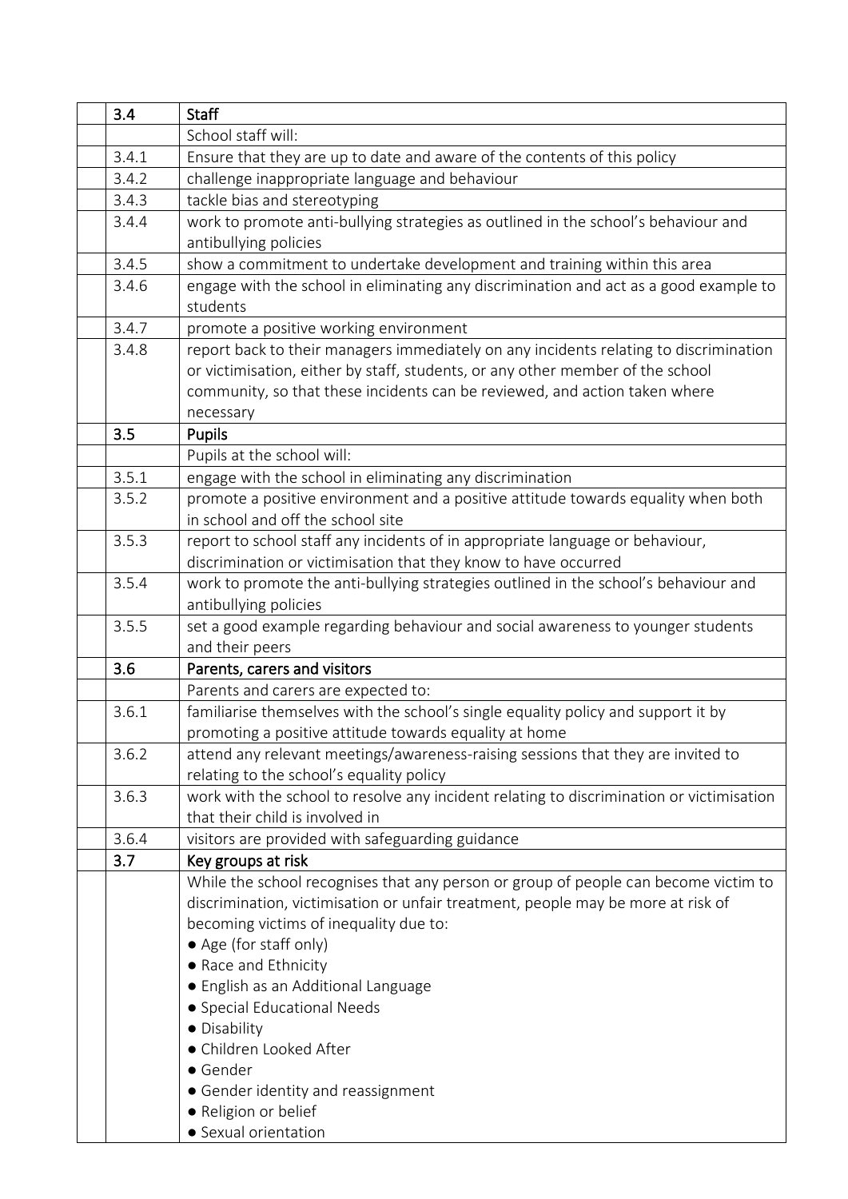|  | 3.4 | **Staff** |
| --- | --- | --- |
|  |  | School staff will: |
|  | 3.4.1 | Ensure that they are up to date and aware of the contents of this policy |
|  | 3.4.2 | challenge inappropriate language and behaviour |
|  | 3.4.3 | tackle bias and stereotyping |
|  | 3.4.4 | work to promote anti-bullying strategies as outlined in the school's behaviour and antibullying policies |
|  | 3.4.5 | show a commitment to undertake development and training within this area |
|  | 3.4.6 | engage with the school in eliminating any discrimination and act as a good example to students |
|  | 3.4.7 | promote a positive working environment |
|  | 3.4.8 | report back to their managers immediately on any incidents relating to discrimination or victimisation, either by staff, students, or any other member of the school community, so that these incidents can be reviewed, and action taken where necessary |
|  | 3.5 | **Pupils** |
|  |  | Pupils at the school will: |
|  | 3.5.1 | engage with the school in eliminating any discrimination |
|  | 3.5.2 | promote a positive environment and a positive attitude towards equality when both in school and off the school site |
|  | 3.5.3 | report to school staff any incidents of in appropriate language or behaviour, discrimination or victimisation that they know to have occurred |
|  | 3.5.4 | work to promote the anti-bullying strategies outlined in the school's behaviour and antibullying policies |
|  | 3.5.5 | set a good example regarding behaviour and social awareness to younger students and their peers |
|  | 3.6 | **Parents, carers and visitors** |
|  |  | Parents and carers are expected to: |
|  | 3.6.1 | familiarise themselves with the school's single equality policy and support it by promoting a positive attitude towards equality at home |
|  | 3.6.2 | attend any relevant meetings/awareness-raising sessions that they are invited to relating to the school's equality policy |
|  | 3.6.3 | work with the school to resolve any incident relating to discrimination or victimisation that their child is involved in |
|  | 3.6.4 | visitors are provided with safeguarding guidance |
|  | 3.7 | **Key groups at risk** |
|  |  | While the school recognises that any person or group of people can become victim to discrimination, victimisation or unfair treatment, people may be more at risk of becoming victims of inequality due to:<br>● Age (for staff only)<br>● Race and Ethnicity<br>● English as an Additional Language<br>● Special Educational Needs<br>● Disability<br>● Children Looked After<br>● Gender<br>● Gender identity and reassignment<br>● Religion or belief<br>● Sexual orientation |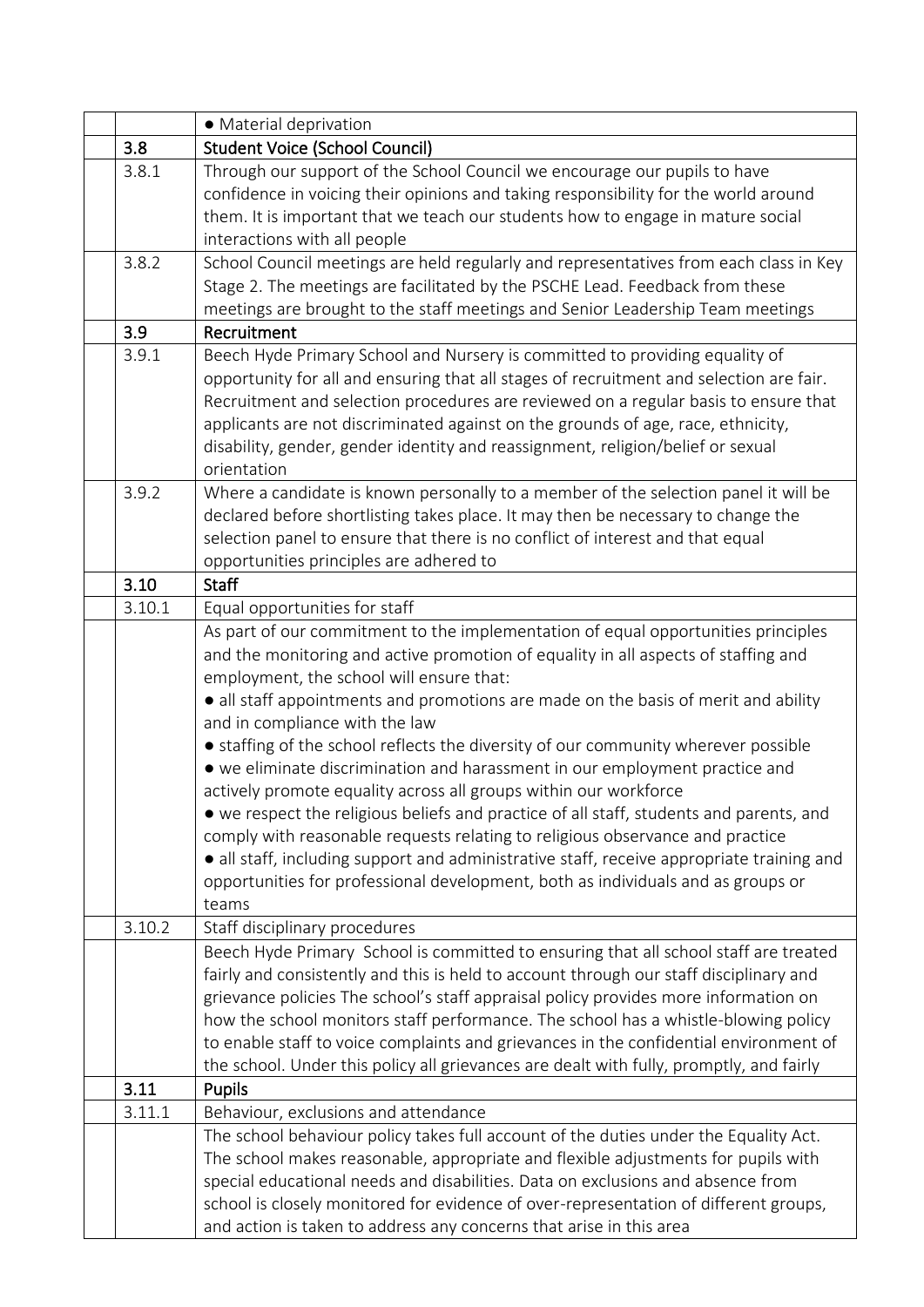| | | |
|---|---|---|
| | | ● Material deprivation |
| | **3.8** | **Student Voice (School Council)** |
| | 3.8.1 | Through our support of the School Council we encourage our pupils to have confidence in voicing their opinions and taking responsibility for the world around them. It is important that we teach our students how to engage in mature social interactions with all people |
| | 3.8.2 | School Council meetings are held regularly and representatives from each class in Key Stage 2. The meetings are facilitated by the PSCHE Lead. Feedback from these meetings are brought to the staff meetings and Senior Leadership Team meetings |
| | **3.9** | **Recruitment** |
| | 3.9.1 | Beech Hyde Primary School and Nursery is committed to providing equality of opportunity for all and ensuring that all stages of recruitment and selection are fair. Recruitment and selection procedures are reviewed on a regular basis to ensure that applicants are not discriminated against on the grounds of age, race, ethnicity, disability, gender, gender identity and reassignment, religion/belief or sexual orientation |
| | 3.9.2 | Where a candidate is known personally to a member of the selection panel it will be declared before shortlisting takes place. It may then be necessary to change the selection panel to ensure that there is no conflict of interest and that equal opportunities principles are adhered to |
| | **3.10** | **Staff** |
| | 3.10.1 | Equal opportunities for staff |
| | | As part of our commitment to the implementation of equal opportunities principles and the monitoring and active promotion of equality in all aspects of staffing and employment, the school will ensure that:<br>● all staff appointments and promotions are made on the basis of merit and ability and in compliance with the law<br>● staffing of the school reflects the diversity of our community wherever possible<br>● we eliminate discrimination and harassment in our employment practice and actively promote equality across all groups within our workforce<br>● we respect the religious beliefs and practice of all staff, students and parents, and comply with reasonable requests relating to religious observance and practice<br>● all staff, including support and administrative staff, receive appropriate training and opportunities for professional development, both as individuals and as groups or teams |
| | 3.10.2 | Staff disciplinary procedures |
| | | Beech Hyde Primary School is committed to ensuring that all school staff are treated fairly and consistently and this is held to account through our staff disciplinary and grievance policies The school's staff appraisal policy provides more information on how the school monitors staff performance. The school has a whistle-blowing policy to enable staff to voice complaints and grievances in the confidential environment of the school. Under this policy all grievances are dealt with fully, promptly, and fairly |
| | **3.11** | **Pupils** |
| | 3.11.1 | Behaviour, exclusions and attendance |
| | | The school behaviour policy takes full account of the duties under the Equality Act. The school makes reasonable, appropriate and flexible adjustments for pupils with special educational needs and disabilities. Data on exclusions and absence from school is closely monitored for evidence of over-representation of different groups, and action is taken to address any concerns that arise in this area |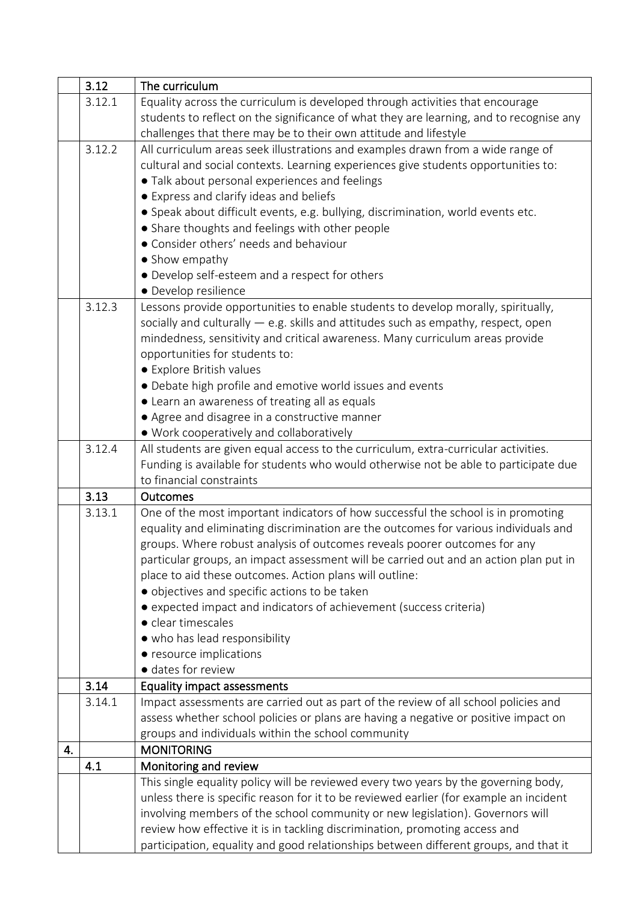| | | |
|---|---|---|
| | **3.12** | **The curriculum** |
| | 3.12.1 | Equality across the curriculum is developed through activities that encourage students to reflect on the significance of what they are learning, and to recognise any challenges that there may be to their own attitude and lifestyle |
| | 3.12.2 | All curriculum areas seek illustrations and examples drawn from a wide range of cultural and social contexts. Learning experiences give students opportunities to:<br>● Talk about personal experiences and feelings<br>● Express and clarify ideas and beliefs<br>● Speak about difficult events, e.g. bullying, discrimination, world events etc.<br>● Share thoughts and feelings with other people<br>● Consider others' needs and behaviour<br>● Show empathy<br>● Develop self-esteem and a respect for others<br>● Develop resilience |
| | 3.12.3 | Lessons provide opportunities to enable students to develop morally, spiritually, socially and culturally — e.g. skills and attitudes such as empathy, respect, open mindedness, sensitivity and critical awareness. Many curriculum areas provide opportunities for students to:<br>● Explore British values<br>● Debate high profile and emotive world issues and events<br>● Learn an awareness of treating all as equals<br>● Agree and disagree in a constructive manner<br>● Work cooperatively and collaboratively |
| | 3.12.4 | All students are given equal access to the curriculum, extra-curricular activities. Funding is available for students who would otherwise not be able to participate due to financial constraints |
| | **3.13** | **Outcomes** |
| | 3.13.1 | One of the most important indicators of how successful the school is in promoting equality and eliminating discrimination are the outcomes for various individuals and groups. Where robust analysis of outcomes reveals poorer outcomes for any particular groups, an impact assessment will be carried out and an action plan put in place to aid these outcomes. Action plans will outline:<br>● objectives and specific actions to be taken<br>● expected impact and indicators of achievement (success criteria)<br>● clear timescales<br>● who has lead responsibility<br>● resource implications<br>● dates for review |
| | **3.14** | **Equality impact assessments** |
| | 3.14.1 | Impact assessments are carried out as part of the review of all school policies and assess whether school policies or plans are having a negative or positive impact on groups and individuals within the school community |
| **4.** | | **MONITORING** |
| | **4.1** | **Monitoring and review** |
| | | This single equality policy will be reviewed every two years by the governing body, unless there is specific reason for it to be reviewed earlier (for example an incident involving members of the school community or new legislation). Governors will review how effective it is in tackling discrimination, promoting access and participation, equality and good relationships between different groups, and that it |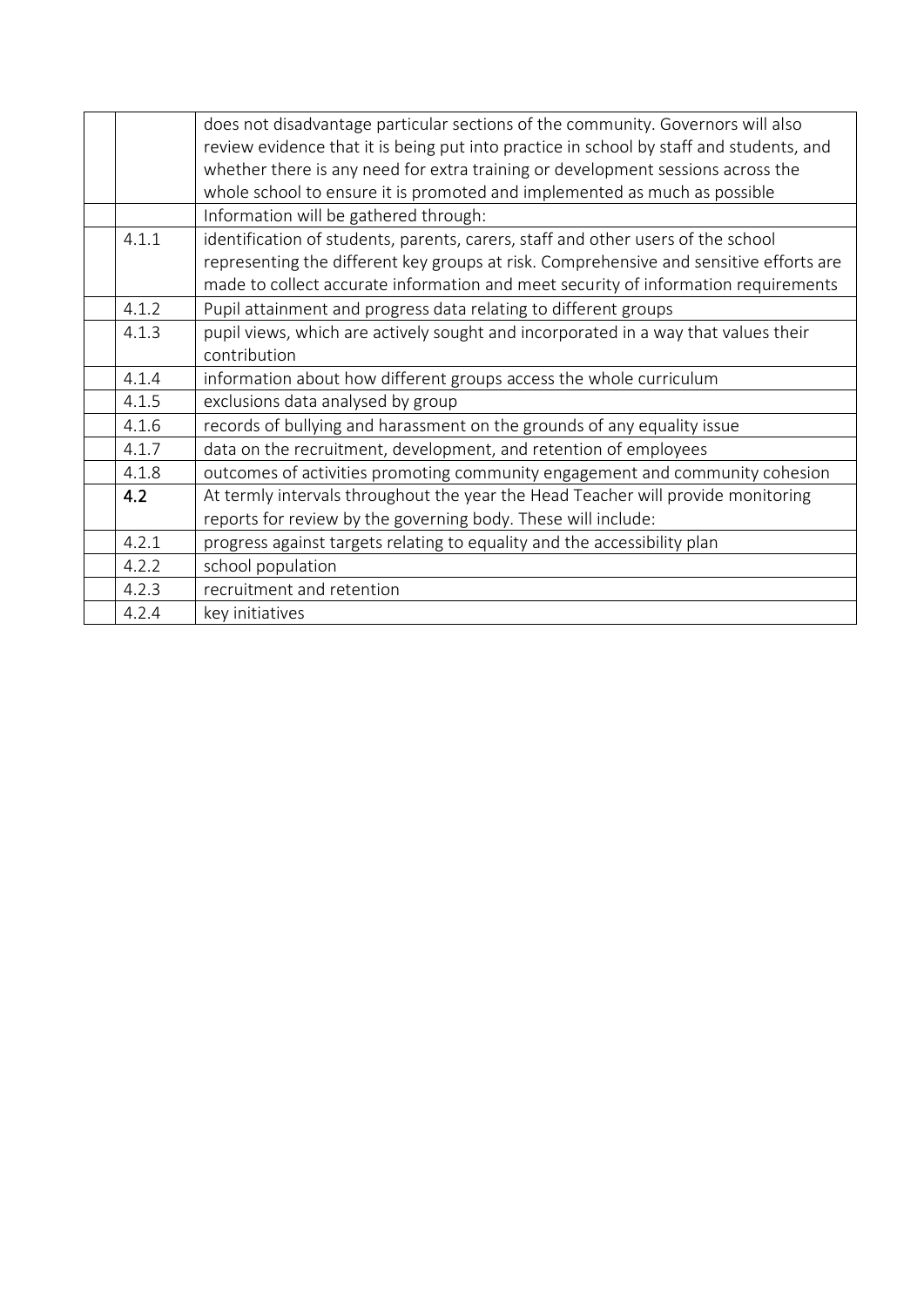| | | |
|---|---|---|
| | | does not disadvantage particular sections of the community. Governors will also review evidence that it is being put into practice in school by staff and students, and whether there is any need for extra training or development sessions across the whole school to ensure it is promoted and implemented as much as possible |
| | | Information will be gathered through: |
| | 4.1.1 | identification of students, parents, carers, staff and other users of the school representing the different key groups at risk. Comprehensive and sensitive efforts are made to collect accurate information and meet security of information requirements |
| | 4.1.2 | Pupil attainment and progress data relating to different groups |
| | 4.1.3 | pupil views, which are actively sought and incorporated in a way that values their contribution |
| | 4.1.4 | information about how different groups access the whole curriculum |
| | 4.1.5 | exclusions data analysed by group |
| | 4.1.6 | records of bullying and harassment on the grounds of any equality issue |
| | 4.1.7 | data on the recruitment, development, and retention of employees |
| | 4.1.8 | outcomes of activities promoting community engagement and community cohesion |
| | **4.2** | At termly intervals throughout the year the Head Teacher will provide monitoring reports for review by the governing body. These will include: |
| | 4.2.1 | progress against targets relating to equality and the accessibility plan |
| | 4.2.2 | school population |
| | 4.2.3 | recruitment and retention |
| | 4.2.4 | key initiatives |